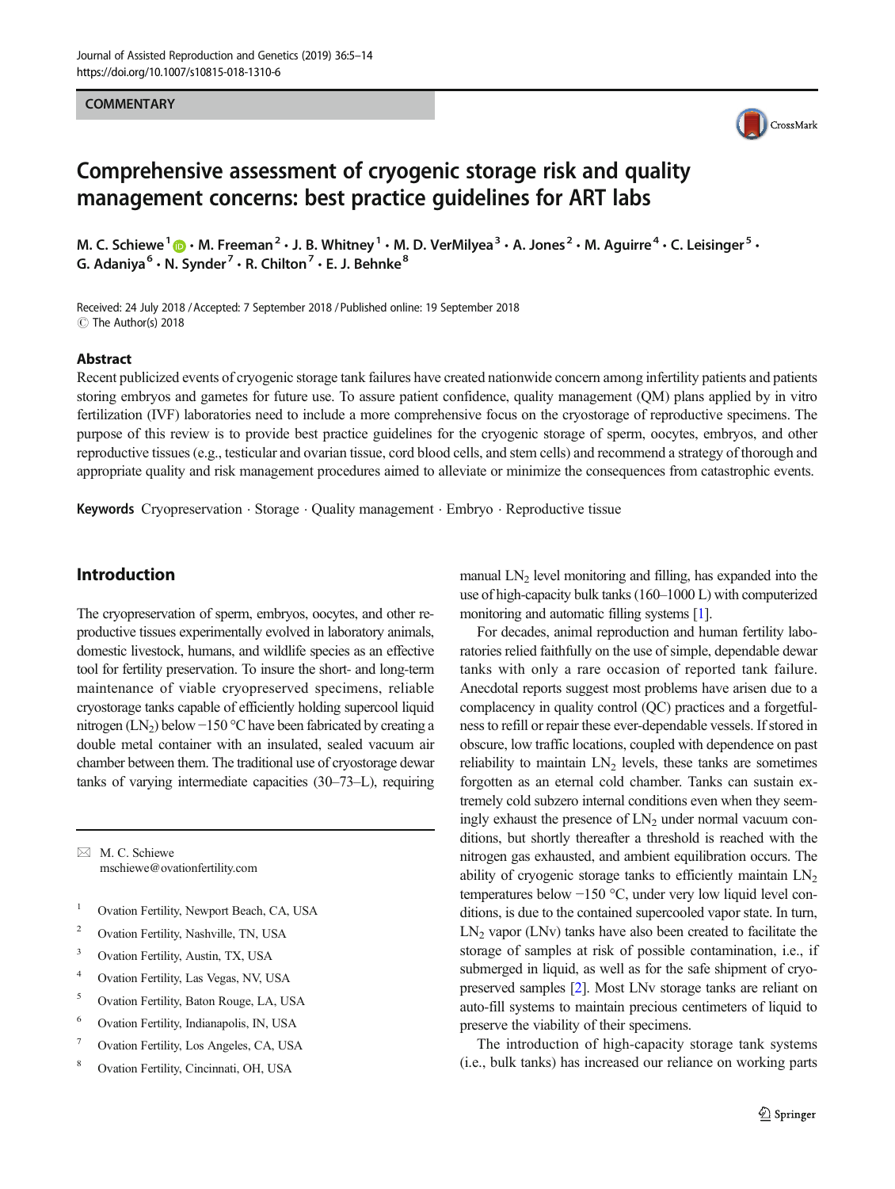COMMENTARY

# Comprehensive assessment of cryogenic storage risk and quality management concerns: best practice guidelines for ART labs

M. C. Schiewe[1] · M. Freeman[2] · J. B. Whitney[1] · M. D. VerMilyea[3] · A. Jones[2] · M. Aguirre[4] · C. Leisinger[5] · G. Adaniya[6] · N. Synder[7] · R. Chilton[7] · E. J. Behnke[8]

Received: 24 July 2018 / Accepted: 7 September 2018 / Published online: 19 September 2018
© The Author(s) 2018

## Abstract

Recent publicized events of cryogenic storage tank failures have created nationwide concern among infertility patients and patients storing embryos and gametes for future use. To assure patient confidence, quality management (QM) plans applied by in vitro fertilization (IVF) laboratories need to include a more comprehensive focus on the cryostorage of reproductive specimens. The purpose of this review is to provide best practice guidelines for the cryogenic storage of sperm, oocytes, embryos, and other reproductive tissues (e.g., testicular and ovarian tissue, cord blood cells, and stem cells) and recommend a strategy of thorough and appropriate quality and risk management procedures aimed to alleviate or minimize the consequences from catastrophic events.

**Keywords** Cryopreservation · Storage · Quality management · Embryo · Reproductive tissue

## Introduction

The cryopreservation of sperm, embryos, oocytes, and other reproductive tissues experimentally evolved in laboratory animals, domestic livestock, humans, and wildlife species as an effective tool for fertility preservation. To insure the short- and long-term maintenance of viable cryopreserved specimens, reliable cryostorage tanks capable of efficiently holding supercool liquid nitrogen ($LN_2$) below −150 °C have been fabricated by creating a double metal container with an insulated, sealed vacuum air chamber between them. The traditional use of cryostorage dewar tanks of varying intermediate capacities (30–73–L), requiring manual $LN_2$ level monitoring and filling, has expanded into the use of high-capacity bulk tanks (160–1000 L) with computerized monitoring and automatic filling systems [1].

For decades, animal reproduction and human fertility laboratories relied faithfully on the use of simple, dependable dewar tanks with only a rare occasion of reported tank failure. Anecdotal reports suggest most problems have arisen due to a complacency in quality control (QC) practices and a forgetfulness to refill or repair these ever-dependable vessels. If stored in obscure, low traffic locations, coupled with dependence on past reliability to maintain $LN_2$ levels, these tanks are sometimes forgotten as an eternal cold chamber. Tanks can sustain extremely cold subzero internal conditions even when they seemingly exhaust the presence of $LN_2$ under normal vacuum conditions, but shortly thereafter a threshold is reached with the nitrogen gas exhausted, and ambient equilibration occurs. The ability of cryogenic storage tanks to efficiently maintain $LN_2$ temperatures below −150 °C, under very low liquid level conditions, is due to the contained supercooled vapor state. In turn, $LN_2$ vapor (LNv) tanks have also been created to facilitate the storage of samples at risk of possible contamination, i.e., if submerged in liquid, as well as for the safe shipment of cryopreserved samples [2]. Most LNv storage tanks are reliant on auto-fill systems to maintain precious centimeters of liquid to preserve the viability of their specimens.

The introduction of high-capacity storage tank systems (i.e., bulk tanks) has increased our reliance on working parts

---

✉ M. C. Schiewe
mschiewe@ovationfertility.com

[1] Ovation Fertility, Newport Beach, CA, USA
[2] Ovation Fertility, Nashville, TN, USA
[3] Ovation Fertility, Austin, TX, USA
[4] Ovation Fertility, Las Vegas, NV, USA
[5] Ovation Fertility, Baton Rouge, LA, USA
[6] Ovation Fertility, Indianapolis, IN, USA
[7] Ovation Fertility, Los Angeles, CA, USA
[8] Ovation Fertility, Cincinnati, OH, USA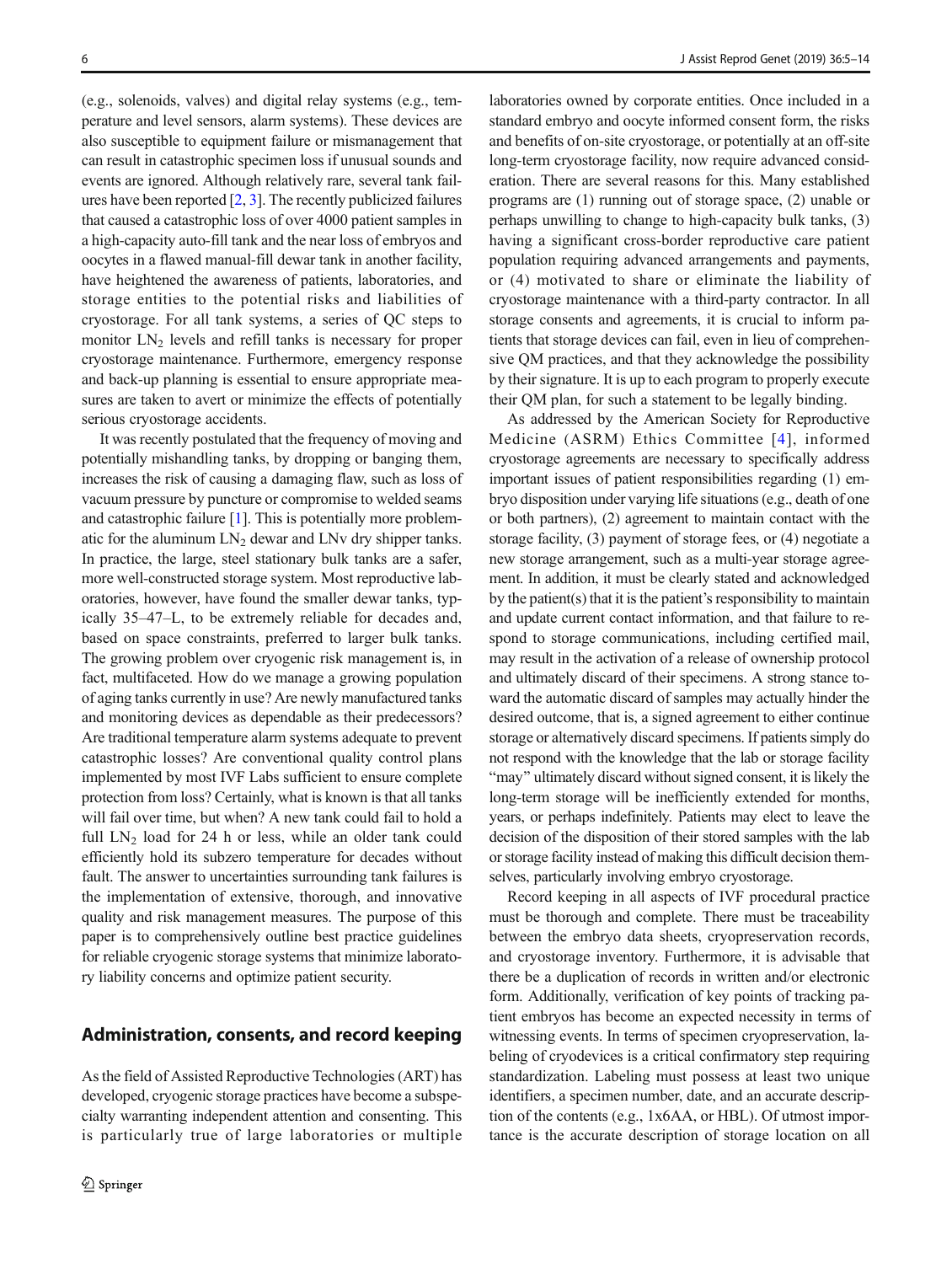(e.g., solenoids, valves) and digital relay systems (e.g., temperature and level sensors, alarm systems). These devices are also susceptible to equipment failure or mismanagement that can result in catastrophic specimen loss if unusual sounds and events are ignored. Although relatively rare, several tank failures have been reported [2, 3]. The recently publicized failures that caused a catastrophic loss of over 4000 patient samples in a high-capacity auto-fill tank and the near loss of embryos and oocytes in a flawed manual-fill dewar tank in another facility, have heightened the awareness of patients, laboratories, and storage entities to the potential risks and liabilities of cryostorage. For all tank systems, a series of QC steps to monitor $LN_2$ levels and refill tanks is necessary for proper cryostorage maintenance. Furthermore, emergency response and back-up planning is essential to ensure appropriate measures are taken to avert or minimize the effects of potentially serious cryostorage accidents.

It was recently postulated that the frequency of moving and potentially mishandling tanks, by dropping or banging them, increases the risk of causing a damaging flaw, such as loss of vacuum pressure by puncture or compromise to welded seams and catastrophic failure [1]. This is potentially more problematic for the aluminum $LN_2$ dewar and LNv dry shipper tanks. In practice, the large, steel stationary bulk tanks are a safer, more well-constructed storage system. Most reproductive laboratories, however, have found the smaller dewar tanks, typically 35–47–L, to be extremely reliable for decades and, based on space constraints, preferred to larger bulk tanks. The growing problem over cryogenic risk management is, in fact, multifaceted. How do we manage a growing population of aging tanks currently in use? Are newly manufactured tanks and monitoring devices as dependable as their predecessors? Are traditional temperature alarm systems adequate to prevent catastrophic losses? Are conventional quality control plans implemented by most IVF Labs sufficient to ensure complete protection from loss? Certainly, what is known is that all tanks will fail over time, but when? A new tank could fail to hold a full $LN_2$ load for 24 h or less, while an older tank could efficiently hold its subzero temperature for decades without fault. The answer to uncertainties surrounding tank failures is the implementation of extensive, thorough, and innovative quality and risk management measures. The purpose of this paper is to comprehensively outline best practice guidelines for reliable cryogenic storage systems that minimize laboratory liability concerns and optimize patient security.

## Administration, consents, and record keeping

As the field of Assisted Reproductive Technologies (ART) has developed, cryogenic storage practices have become a subspecialty warranting independent attention and consenting. This is particularly true of large laboratories or multiple laboratories owned by corporate entities. Once included in a standard embryo and oocyte informed consent form, the risks and benefits of on-site cryostorage, or potentially at an off-site long-term cryostorage facility, now require advanced consideration. There are several reasons for this. Many established programs are (1) running out of storage space, (2) unable or perhaps unwilling to change to high-capacity bulk tanks, (3) having a significant cross-border reproductive care patient population requiring advanced arrangements and payments, or (4) motivated to share or eliminate the liability of cryostorage maintenance with a third-party contractor. In all storage consents and agreements, it is crucial to inform patients that storage devices can fail, even in lieu of comprehensive QM practices, and that they acknowledge the possibility by their signature. It is up to each program to properly execute their QM plan, for such a statement to be legally binding.

As addressed by the American Society for Reproductive Medicine (ASRM) Ethics Committee [4], informed cryostorage agreements are necessary to specifically address important issues of patient responsibilities regarding (1) embryo disposition under varying life situations (e.g., death of one or both partners), (2) agreement to maintain contact with the storage facility, (3) payment of storage fees, or (4) negotiate a new storage arrangement, such as a multi-year storage agreement. In addition, it must be clearly stated and acknowledged by the patient(s) that it is the patient's responsibility to maintain and update current contact information, and that failure to respond to storage communications, including certified mail, may result in the activation of a release of ownership protocol and ultimately discard of their specimens. A strong stance toward the automatic discard of samples may actually hinder the desired outcome, that is, a signed agreement to either continue storage or alternatively discard specimens. If patients simply do not respond with the knowledge that the lab or storage facility "may" ultimately discard without signed consent, it is likely the long-term storage will be inefficiently extended for months, years, or perhaps indefinitely. Patients may elect to leave the decision of the disposition of their stored samples with the lab or storage facility instead of making this difficult decision themselves, particularly involving embryo cryostorage.

Record keeping in all aspects of IVF procedural practice must be thorough and complete. There must be traceability between the embryo data sheets, cryopreservation records, and cryostorage inventory. Furthermore, it is advisable that there be a duplication of records in written and/or electronic form. Additionally, verification of key points of tracking patient embryos has become an expected necessity in terms of witnessing events. In terms of specimen cryopreservation, labeling of cryodevices is a critical confirmatory step requiring standardization. Labeling must possess at least two unique identifiers, a specimen number, date, and an accurate description of the contents (e.g., 1x6AA, or HBL). Of utmost importance is the accurate description of storage location on all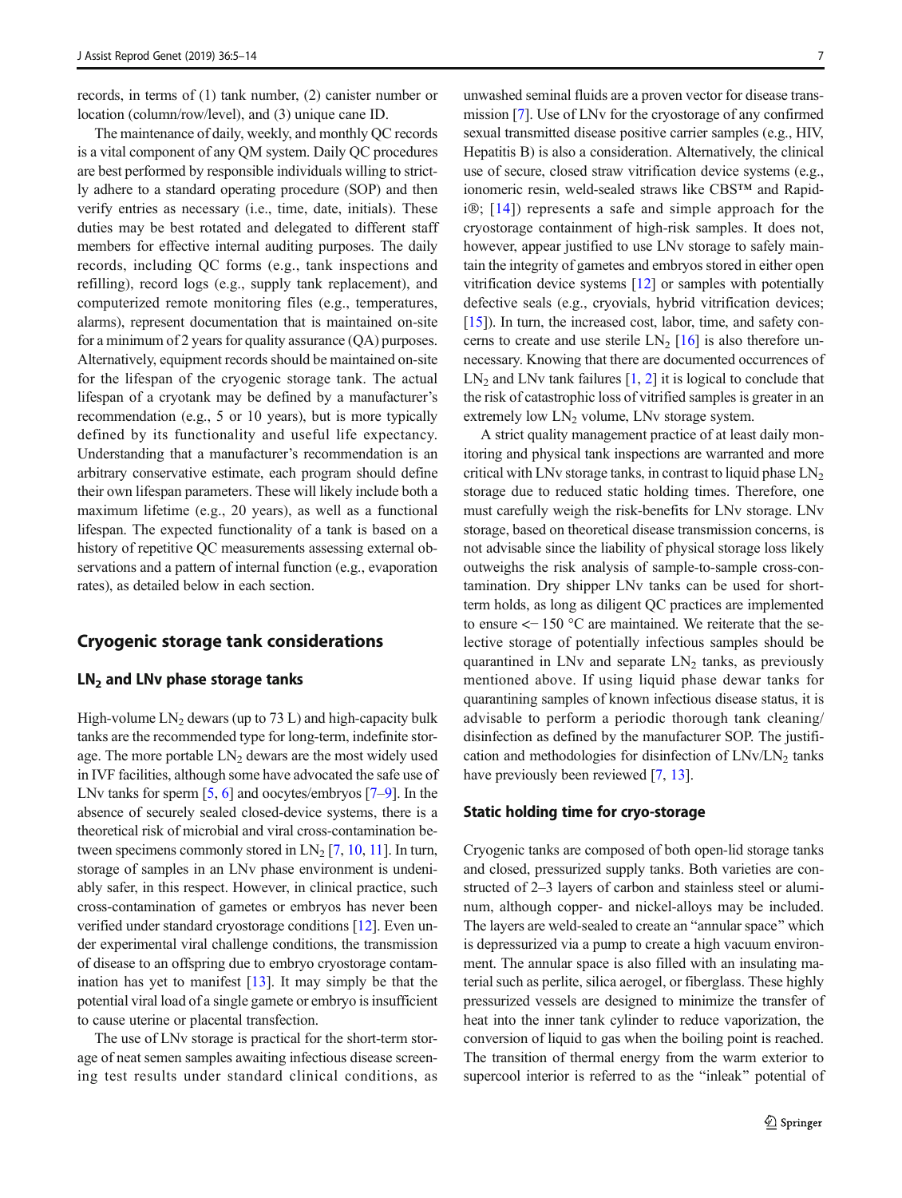records, in terms of (1) tank number, (2) canister number or location (column/row/level), and (3) unique cane ID.

The maintenance of daily, weekly, and monthly QC records is a vital component of any QM system. Daily QC procedures are best performed by responsible individuals willing to strictly adhere to a standard operating procedure (SOP) and then verify entries as necessary (i.e., time, date, initials). These duties may be best rotated and delegated to different staff members for effective internal auditing purposes. The daily records, including QC forms (e.g., tank inspections and refilling), record logs (e.g., supply tank replacement), and computerized remote monitoring files (e.g., temperatures, alarms), represent documentation that is maintained on-site for a minimum of 2 years for quality assurance (QA) purposes. Alternatively, equipment records should be maintained on-site for the lifespan of the cryogenic storage tank. The actual lifespan of a cryotank may be defined by a manufacturer's recommendation (e.g., 5 or 10 years), but is more typically defined by its functionality and useful life expectancy. Understanding that a manufacturer's recommendation is an arbitrary conservative estimate, each program should define their own lifespan parameters. These will likely include both a maximum lifetime (e.g., 20 years), as well as a functional lifespan. The expected functionality of a tank is based on a history of repetitive QC measurements assessing external observations and a pattern of internal function (e.g., evaporation rates), as detailed below in each section.

## Cryogenic storage tank considerations

### $LN_2$ and LNv phase storage tanks

High-volume $LN_2$ dewars (up to 73 L) and high-capacity bulk tanks are the recommended type for long-term, indefinite storage. The more portable $LN_2$ dewars are the most widely used in IVF facilities, although some have advocated the safe use of LNv tanks for sperm [5, 6] and oocytes/embryos [7–9]. In the absence of securely sealed closed-device systems, there is a theoretical risk of microbial and viral cross-contamination between specimens commonly stored in $LN_2$ [7, 10, 11]. In turn, storage of samples in an LNv phase environment is undeniably safer, in this respect. However, in clinical practice, such cross-contamination of gametes or embryos has never been verified under standard cryostorage conditions [12]. Even under experimental viral challenge conditions, the transmission of disease to an offspring due to embryo cryostorage contamination has yet to manifest [13]. It may simply be that the potential viral load of a single gamete or embryo is insufficient to cause uterine or placental transfection.

The use of LNv storage is practical for the short-term storage of neat semen samples awaiting infectious disease screening test results under standard clinical conditions, as unwashed seminal fluids are a proven vector for disease transmission [7]. Use of LNv for the cryostorage of any confirmed sexual transmitted disease positive carrier samples (e.g., HIV, Hepatitis B) is also a consideration. Alternatively, the clinical use of secure, closed straw vitrification device systems (e.g., ionomeric resin, weld-sealed straws like CBS™ and Rapid-i®; [14]) represents a safe and simple approach for the cryostorage containment of high-risk samples. It does not, however, appear justified to use LNv storage to safely maintain the integrity of gametes and embryos stored in either open vitrification device systems [12] or samples with potentially defective seals (e.g., cryovials, hybrid vitrification devices; [15]). In turn, the increased cost, labor, time, and safety concerns to create and use sterile $LN_2$ [16] is also therefore unnecessary. Knowing that there are documented occurrences of $LN_2$ and LNv tank failures [1, 2] it is logical to conclude that the risk of catastrophic loss of vitrified samples is greater in an extremely low $LN_2$ volume, LNv storage system.

A strict quality management practice of at least daily monitoring and physical tank inspections are warranted and more critical with LNv storage tanks, in contrast to liquid phase $LN_2$ storage due to reduced static holding times. Therefore, one must carefully weigh the risk-benefits for LNv storage. LNv storage, based on theoretical disease transmission concerns, is not advisable since the liability of physical storage loss likely outweighs the risk analysis of sample-to-sample cross-contamination. Dry shipper LNv tanks can be used for short-term holds, as long as diligent QC practices are implemented to ensure $< -150$ °C are maintained. We reiterate that the selective storage of potentially infectious samples should be quarantined in LNv and separate $LN_2$ tanks, as previously mentioned above. If using liquid phase dewar tanks for quarantining samples of known infectious disease status, it is advisable to perform a periodic thorough tank cleaning/disinfection as defined by the manufacturer SOP. The justification and methodologies for disinfection of LNv/$LN_2$ tanks have previously been reviewed [7, 13].

### Static holding time for cryo-storage

Cryogenic tanks are composed of both open-lid storage tanks and closed, pressurized supply tanks. Both varieties are constructed of 2–3 layers of carbon and stainless steel or aluminum, although copper- and nickel-alloys may be included. The layers are weld-sealed to create an "annular space" which is depressurized via a pump to create a high vacuum environment. The annular space is also filled with an insulating material such as perlite, silica aerogel, or fiberglass. These highly pressurized vessels are designed to minimize the transfer of heat into the inner tank cylinder to reduce vaporization, the conversion of liquid to gas when the boiling point is reached. The transition of thermal energy from the warm exterior to supercool interior is referred to as the "inleak" potential of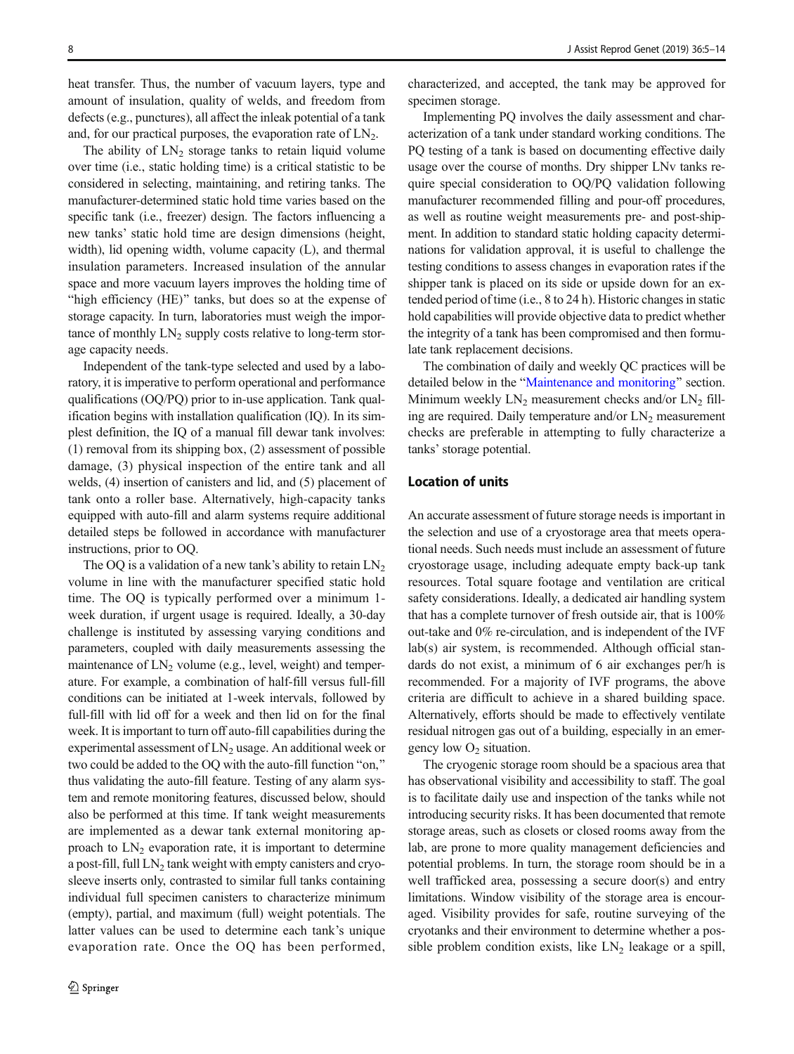heat transfer. Thus, the number of vacuum layers, type and amount of insulation, quality of welds, and freedom from defects (e.g., punctures), all affect the inleak potential of a tank and, for our practical purposes, the evaporation rate of $LN_2$.

The ability of $LN_2$ storage tanks to retain liquid volume over time (i.e., static holding time) is a critical statistic to be considered in selecting, maintaining, and retiring tanks. The manufacturer-determined static hold time varies based on the specific tank (i.e., freezer) design. The factors influencing a new tanks' static hold time are design dimensions (height, width), lid opening width, volume capacity (L), and thermal insulation parameters. Increased insulation of the annular space and more vacuum layers improves the holding time of "high efficiency (HE)" tanks, but does so at the expense of storage capacity. In turn, laboratories must weigh the importance of monthly $LN_2$ supply costs relative to long-term storage capacity needs.

Independent of the tank-type selected and used by a laboratory, it is imperative to perform operational and performance qualifications (OQ/PQ) prior to in-use application. Tank qualification begins with installation qualification (IQ). In its simplest definition, the IQ of a manual fill dewar tank involves: (1) removal from its shipping box, (2) assessment of possible damage, (3) physical inspection of the entire tank and all welds, (4) insertion of canisters and lid, and (5) placement of tank onto a roller base. Alternatively, high-capacity tanks equipped with auto-fill and alarm systems require additional detailed steps be followed in accordance with manufacturer instructions, prior to OQ.

The OQ is a validation of a new tank's ability to retain $LN_2$ volume in line with the manufacturer specified static hold time. The OQ is typically performed over a minimum 1-week duration, if urgent usage is required. Ideally, a 30-day challenge is instituted by assessing varying conditions and parameters, coupled with daily measurements assessing the maintenance of $LN_2$ volume (e.g., level, weight) and temperature. For example, a combination of half-fill versus full-fill conditions can be initiated at 1-week intervals, followed by full-fill with lid off for a week and then lid on for the final week. It is important to turn off auto-fill capabilities during the experimental assessment of $LN_2$ usage. An additional week or two could be added to the OQ with the auto-fill function "on," thus validating the auto-fill feature. Testing of any alarm system and remote monitoring features, discussed below, should also be performed at this time. If tank weight measurements are implemented as a dewar tank external monitoring approach to $LN_2$ evaporation rate, it is important to determine a post-fill, full $LN_2$ tank weight with empty canisters and cryo-sleeve inserts only, contrasted to similar full tanks containing individual full specimen canisters to characterize minimum (empty), partial, and maximum (full) weight potentials. The latter values can be used to determine each tank's unique evaporation rate. Once the OQ has been performed, characterized, and accepted, the tank may be approved for specimen storage.

Implementing PQ involves the daily assessment and characterization of a tank under standard working conditions. The PQ testing of a tank is based on documenting effective daily usage over the course of months. Dry shipper LNv tanks require special consideration to OQ/PQ validation following manufacturer recommended filling and pour-off procedures, as well as routine weight measurements pre- and post-shipment. In addition to standard static holding capacity determinations for validation approval, it is useful to challenge the testing conditions to assess changes in evaporation rates if the shipper tank is placed on its side or upside down for an extended period of time (i.e., 8 to 24 h). Historic changes in static hold capabilities will provide objective data to predict whether the integrity of a tank has been compromised and then formulate tank replacement decisions.

The combination of daily and weekly QC practices will be detailed below in the "Maintenance and monitoring" section. Minimum weekly $LN_2$ measurement checks and/or $LN_2$ filling are required. Daily temperature and/or $LN_2$ measurement checks are preferable in attempting to fully characterize a tanks' storage potential.

## Location of units

An accurate assessment of future storage needs is important in the selection and use of a cryostorage area that meets operational needs. Such needs must include an assessment of future cryostorage usage, including adequate empty back-up tank resources. Total square footage and ventilation are critical safety considerations. Ideally, a dedicated air handling system that has a complete turnover of fresh outside air, that is 100% out-take and 0% re-circulation, and is independent of the IVF lab(s) air system, is recommended. Although official standards do not exist, a minimum of 6 air exchanges per/h is recommended. For a majority of IVF programs, the above criteria are difficult to achieve in a shared building space. Alternatively, efforts should be made to effectively ventilate residual nitrogen gas out of a building, especially in an emergency low $O_2$ situation.

The cryogenic storage room should be a spacious area that has observational visibility and accessibility to staff. The goal is to facilitate daily use and inspection of the tanks while not introducing security risks. It has been documented that remote storage areas, such as closets or closed rooms away from the lab, are prone to more quality management deficiencies and potential problems. In turn, the storage room should be in a well trafficked area, possessing a secure door(s) and entry limitations. Window visibility of the storage area is encouraged. Visibility provides for safe, routine surveying of the cryotanks and their environment to determine whether a possible problem condition exists, like $LN_2$ leakage or a spill,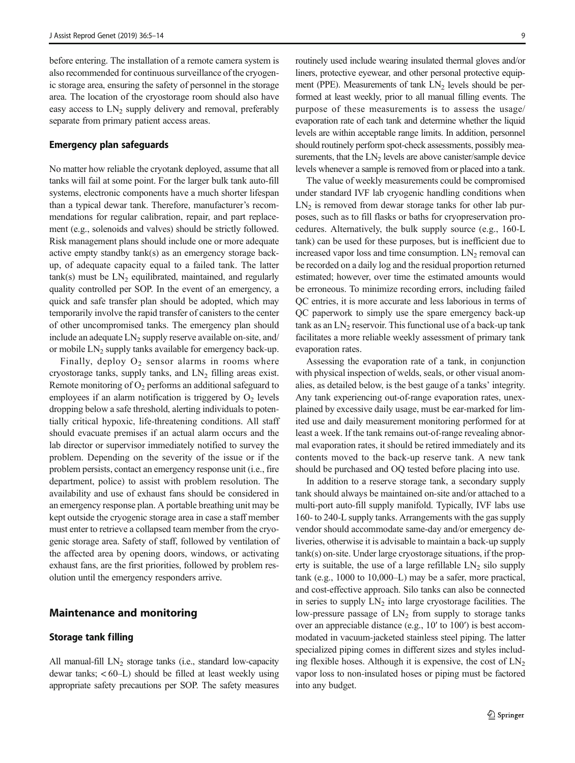before entering. The installation of a remote camera system is also recommended for continuous surveillance of the cryogenic storage area, ensuring the safety of personnel in the storage area. The location of the cryostorage room should also have easy access to $LN_2$ supply delivery and removal, preferably separate from primary patient access areas.

### Emergency plan safeguards

No matter how reliable the cryotank deployed, assume that all tanks will fail at some point. For the larger bulk tank auto-fill systems, electronic components have a much shorter lifespan than a typical dewar tank. Therefore, manufacturer's recommendations for regular calibration, repair, and part replacement (e.g., solenoids and valves) should be strictly followed. Risk management plans should include one or more adequate active empty standby tank(s) as an emergency storage backup, of adequate capacity equal to a failed tank. The latter tank(s) must be $LN_2$ equilibrated, maintained, and regularly quality controlled per SOP. In the event of an emergency, a quick and safe transfer plan should be adopted, which may temporarily involve the rapid transfer of canisters to the center of other uncompromised tanks. The emergency plan should include an adequate $LN_2$ supply reserve available on-site, and/or mobile $LN_2$ supply tanks available for emergency back-up.

Finally, deploy $O_2$ sensor alarms in rooms where cryostorage tanks, supply tanks, and $LN_2$ filling areas exist. Remote monitoring of $O_2$ performs an additional safeguard to employees if an alarm notification is triggered by $O_2$ levels dropping below a safe threshold, alerting individuals to potentially critical hypoxic, life-threatening conditions. All staff should evacuate premises if an actual alarm occurs and the lab director or supervisor immediately notified to survey the problem. Depending on the severity of the issue or if the problem persists, contact an emergency response unit (i.e., fire department, police) to assist with problem resolution. The availability and use of exhaust fans should be considered in an emergency response plan. A portable breathing unit may be kept outside the cryogenic storage area in case a staff member must enter to retrieve a collapsed team member from the cryogenic storage area. Safety of staff, followed by ventilation of the affected area by opening doors, windows, or activating exhaust fans, are the first priorities, followed by problem resolution until the emergency responders arrive.

## Maintenance and monitoring

### Storage tank filling

All manual-fill $LN_2$ storage tanks (i.e., standard low-capacity dewar tanks; < 60–L) should be filled at least weekly using appropriate safety precautions per SOP. The safety measures routinely used include wearing insulated thermal gloves and/or liners, protective eyewear, and other personal protective equipment (PPE). Measurements of tank $LN_2$ levels should be performed at least weekly, prior to all manual filling events. The purpose of these measurements is to assess the usage/evaporation rate of each tank and determine whether the liquid levels are within acceptable range limits. In addition, personnel should routinely perform spot-check assessments, possibly measurements, that the $LN_2$ levels are above canister/sample device levels whenever a sample is removed from or placed into a tank.

The value of weekly measurements could be compromised under standard IVF lab cryogenic handling conditions when $LN_2$ is removed from dewar storage tanks for other lab purposes, such as to fill flasks or baths for cryopreservation procedures. Alternatively, the bulk supply source (e.g., 160-L tank) can be used for these purposes, but is inefficient due to increased vapor loss and time consumption. $LN_2$ removal can be recorded on a daily log and the residual proportion returned estimated; however, over time the estimated amounts would be erroneous. To minimize recording errors, including failed QC entries, it is more accurate and less laborious in terms of QC paperwork to simply use the spare emergency back-up tank as an $LN_2$ reservoir. This functional use of a back-up tank facilitates a more reliable weekly assessment of primary tank evaporation rates.

Assessing the evaporation rate of a tank, in conjunction with physical inspection of welds, seals, or other visual anomalies, as detailed below, is the best gauge of a tanks' integrity. Any tank experiencing out-of-range evaporation rates, unexplained by excessive daily usage, must be ear-marked for limited use and daily measurement monitoring performed for at least a week. If the tank remains out-of-range revealing abnormal evaporation rates, it should be retired immediately and its contents moved to the back-up reserve tank. A new tank should be purchased and OQ tested before placing into use.

In addition to a reserve storage tank, a secondary supply tank should always be maintained on-site and/or attached to a multi-port auto-fill supply manifold. Typically, IVF labs use 160- to 240-L supply tanks. Arrangements with the gas supply vendor should accommodate same-day and/or emergency deliveries, otherwise it is advisable to maintain a back-up supply tank(s) on-site. Under large cryostorage situations, if the property is suitable, the use of a large refillable $LN_2$ silo supply tank (e.g., 1000 to 10,000–L) may be a safer, more practical, and cost-effective approach. Silo tanks can also be connected in series to supply $LN_2$ into large cryostorage facilities. The low-pressure passage of $LN_2$ from supply to storage tanks over an appreciable distance (e.g., 10′ to 100′) is best accommodated in vacuum-jacketed stainless steel piping. The latter specialized piping comes in different sizes and styles including flexible hoses. Although it is expensive, the cost of $LN_2$ vapor loss to non-insulated hoses or piping must be factored into any budget.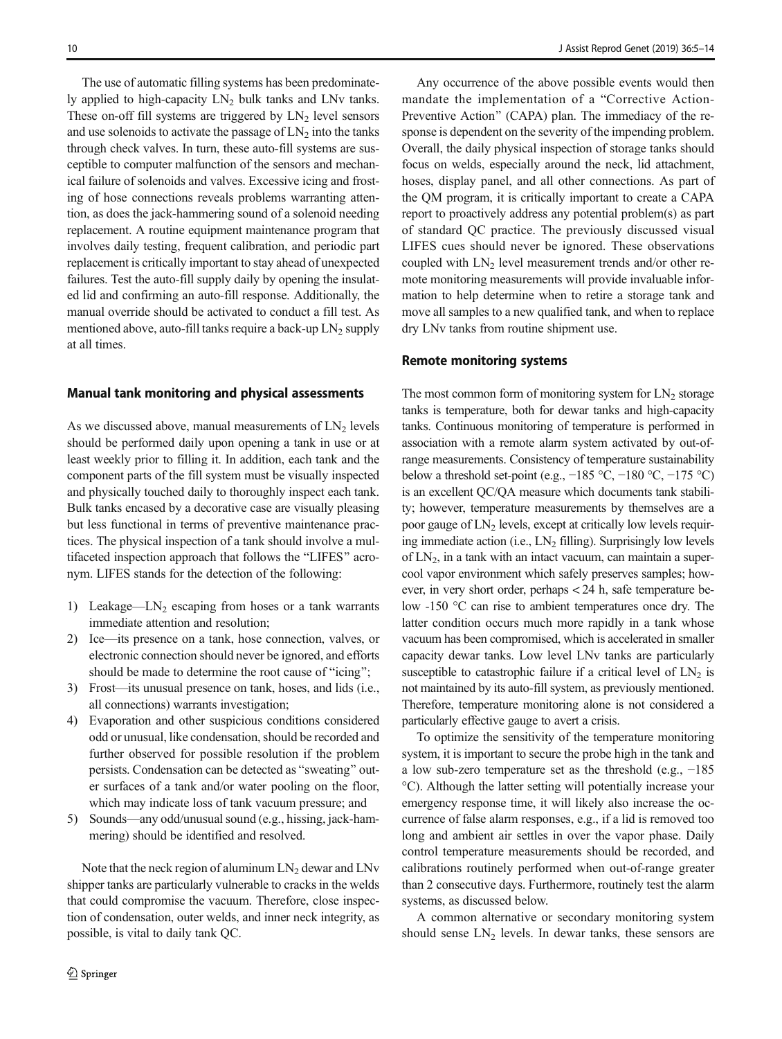The use of automatic filling systems has been predominately applied to high-capacity $LN_2$ bulk tanks and LNv tanks. These on-off fill systems are triggered by $LN_2$ level sensors and use solenoids to activate the passage of $LN_2$ into the tanks through check valves. In turn, these auto-fill systems are susceptible to computer malfunction of the sensors and mechanical failure of solenoids and valves. Excessive icing and frosting of hose connections reveals problems warranting attention, as does the jack-hammering sound of a solenoid needing replacement. A routine equipment maintenance program that involves daily testing, frequent calibration, and periodic part replacement is critically important to stay ahead of unexpected failures. Test the auto-fill supply daily by opening the insulated lid and confirming an auto-fill response. Additionally, the manual override should be activated to conduct a fill test. As mentioned above, auto-fill tanks require a back-up $LN_2$ supply at all times.

### Manual tank monitoring and physical assessments

As we discussed above, manual measurements of $LN_2$ levels should be performed daily upon opening a tank in use or at least weekly prior to filling it. In addition, each tank and the component parts of the fill system must be visually inspected and physically touched daily to thoroughly inspect each tank. Bulk tanks encased by a decorative case are visually pleasing but less functional in terms of preventive maintenance practices. The physical inspection of a tank should involve a multifaceted inspection approach that follows the "LIFES" acronym. LIFES stands for the detection of the following:

1) Leakage—$LN_2$ escaping from hoses or a tank warrants immediate attention and resolution;
2) Ice—its presence on a tank, hose connection, valves, or electronic connection should never be ignored, and efforts should be made to determine the root cause of "icing";
3) Frost—its unusual presence on tank, hoses, and lids (i.e., all connections) warrants investigation;
4) Evaporation and other suspicious conditions considered odd or unusual, like condensation, should be recorded and further observed for possible resolution if the problem persists. Condensation can be detected as "sweating" outer surfaces of a tank and/or water pooling on the floor, which may indicate loss of tank vacuum pressure; and
5) Sounds—any odd/unusual sound (e.g., hissing, jack-hammering) should be identified and resolved.

Note that the neck region of aluminum $LN_2$ dewar and LNv shipper tanks are particularly vulnerable to cracks in the welds that could compromise the vacuum. Therefore, close inspection of condensation, outer welds, and inner neck integrity, as possible, is vital to daily tank QC.

Any occurrence of the above possible events would then mandate the implementation of a "Corrective Action-Preventive Action" (CAPA) plan. The immediacy of the response is dependent on the severity of the impending problem. Overall, the daily physical inspection of storage tanks should focus on welds, especially around the neck, lid attachment, hoses, display panel, and all other connections. As part of the QM program, it is critically important to create a CAPA report to proactively address any potential problem(s) as part of standard QC practice. The previously discussed visual LIFES cues should never be ignored. These observations coupled with $LN_2$ level measurement trends and/or other remote monitoring measurements will provide invaluable information to help determine when to retire a storage tank and move all samples to a new qualified tank, and when to replace dry LNv tanks from routine shipment use.

### Remote monitoring systems

The most common form of monitoring system for $LN_2$ storage tanks is temperature, both for dewar tanks and high-capacity tanks. Continuous monitoring of temperature is performed in association with a remote alarm system activated by out-of-range measurements. Consistency of temperature sustainability below a threshold set-point (e.g., −185 °C, −180 °C, −175 °C) is an excellent QC/QA measure which documents tank stability; however, temperature measurements by themselves are a poor gauge of $LN_2$ levels, except at critically low levels requiring immediate action (i.e., $LN_2$ filling). Surprisingly low levels of $LN_2$, in a tank with an intact vacuum, can maintain a supercool vapor environment which safely preserves samples; however, in very short order, perhaps < 24 h, safe temperature below -150 °C can rise to ambient temperatures once dry. The latter condition occurs much more rapidly in a tank whose vacuum has been compromised, which is accelerated in smaller capacity dewar tanks. Low level LNv tanks are particularly susceptible to catastrophic failure if a critical level of $LN_2$ is not maintained by its auto-fill system, as previously mentioned. Therefore, temperature monitoring alone is not considered a particularly effective gauge to avert a crisis.

To optimize the sensitivity of the temperature monitoring system, it is important to secure the probe high in the tank and a low sub-zero temperature set as the threshold (e.g., −185 °C). Although the latter setting will potentially increase your emergency response time, it will likely also increase the occurrence of false alarm responses, e.g., if a lid is removed too long and ambient air settles in over the vapor phase. Daily control temperature measurements should be recorded, and calibrations routinely performed when out-of-range greater than 2 consecutive days. Furthermore, routinely test the alarm systems, as discussed below.

A common alternative or secondary monitoring system should sense $LN_2$ levels. In dewar tanks, these sensors are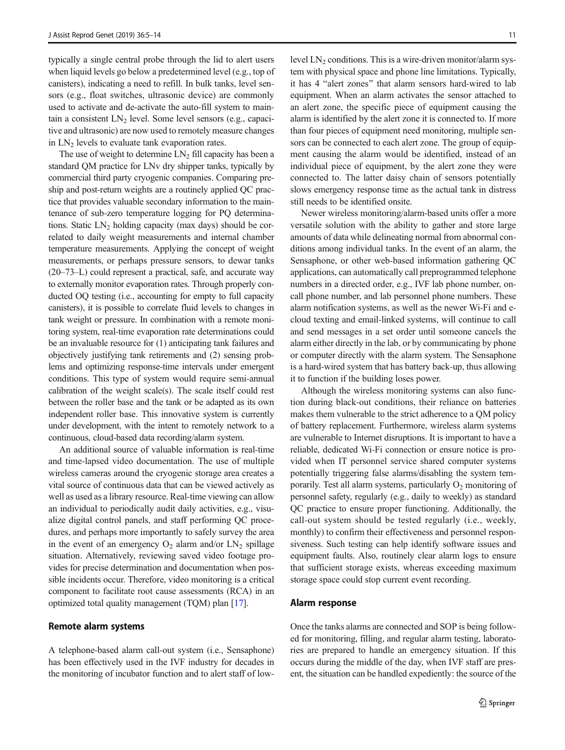typically a single central probe through the lid to alert users when liquid levels go below a predetermined level (e.g., top of canisters), indicating a need to refill. In bulk tanks, level sensors (e.g., float switches, ultrasonic device) are commonly used to activate and de-activate the auto-fill system to maintain a consistent $LN_2$ level. Some level sensors (e.g., capacitive and ultrasonic) are now used to remotely measure changes in $LN_2$ levels to evaluate tank evaporation rates.

The use of weight to determine $LN_2$ fill capacity has been a standard QM practice for LNv dry shipper tanks, typically by commercial third party cryogenic companies. Comparing pre-ship and post-return weights are a routinely applied QC practice that provides valuable secondary information to the maintenance of sub-zero temperature logging for PQ determinations. Static $LN_2$ holding capacity (max days) should be correlated to daily weight measurements and internal chamber temperature measurements. Applying the concept of weight measurements, or perhaps pressure sensors, to dewar tanks (20–73–L) could represent a practical, safe, and accurate way to externally monitor evaporation rates. Through properly conducted OQ testing (i.e., accounting for empty to full capacity canisters), it is possible to correlate fluid levels to changes in tank weight or pressure. In combination with a remote monitoring system, real-time evaporation rate determinations could be an invaluable resource for (1) anticipating tank failures and objectively justifying tank retirements and (2) sensing problems and optimizing response-time intervals under emergent conditions. This type of system would require semi-annual calibration of the weight scale(s). The scale itself could rest between the roller base and the tank or be adapted as its own independent roller base. This innovative system is currently under development, with the intent to remotely network to a continuous, cloud-based data recording/alarm system.

An additional source of valuable information is real-time and time-lapsed video documentation. The use of multiple wireless cameras around the cryogenic storage area creates a vital source of continuous data that can be viewed actively as well as used as a library resource. Real-time viewing can allow an individual to periodically audit daily activities, e.g., visualize digital control panels, and staff performing QC procedures, and perhaps more importantly to safely survey the area in the event of an emergency $O_2$ alarm and/or $LN_2$ spillage situation. Alternatively, reviewing saved video footage provides for precise determination and documentation when possible incidents occur. Therefore, video monitoring is a critical component to facilitate root cause assessments (RCA) in an optimized total quality management (TQM) plan [17].

## Remote alarm systems

A telephone-based alarm call-out system (i.e., Sensaphone) has been effectively used in the IVF industry for decades in the monitoring of incubator function and to alert staff of low-level $LN_2$ conditions. This is a wire-driven monitor/alarm system with physical space and phone line limitations. Typically, it has 4 "alert zones" that alarm sensors hard-wired to lab equipment. When an alarm activates the sensor attached to an alert zone, the specific piece of equipment causing the alarm is identified by the alert zone it is connected to. If more than four pieces of equipment need monitoring, multiple sensors can be connected to each alert zone. The group of equipment causing the alarm would be identified, instead of an individual piece of equipment, by the alert zone they were connected to. The latter daisy chain of sensors potentially slows emergency response time as the actual tank in distress still needs to be identified onsite.

Newer wireless monitoring/alarm-based units offer a more versatile solution with the ability to gather and store large amounts of data while delineating normal from abnormal conditions among individual tanks. In the event of an alarm, the Sensaphone, or other web-based information gathering QC applications, can automatically call preprogrammed telephone numbers in a directed order, e.g., IVF lab phone number, on-call phone number, and lab personnel phone numbers. These alarm notification systems, as well as the newer Wi-Fi and e-cloud texting and email-linked systems, will continue to call and send messages in a set order until someone cancels the alarm either directly in the lab, or by communicating by phone or computer directly with the alarm system. The Sensaphone is a hard-wired system that has battery back-up, thus allowing it to function if the building loses power.

Although the wireless monitoring systems can also function during black-out conditions, their reliance on batteries makes them vulnerable to the strict adherence to a QM policy of battery replacement. Furthermore, wireless alarm systems are vulnerable to Internet disruptions. It is important to have a reliable, dedicated Wi-Fi connection or ensure notice is provided when IT personnel service shared computer systems potentially triggering false alarms/disabling the system temporarily. Test all alarm systems, particularly $O_2$ monitoring of personnel safety, regularly (e.g., daily to weekly) as standard QC practice to ensure proper functioning. Additionally, the call-out system should be tested regularly (i.e., weekly, monthly) to confirm their effectiveness and personnel responsiveness. Such testing can help identify software issues and equipment faults. Also, routinely clear alarm logs to ensure that sufficient storage exists, whereas exceeding maximum storage space could stop current event recording.

## Alarm response

Once the tanks alarms are connected and SOP is being followed for monitoring, filling, and regular alarm testing, laboratories are prepared to handle an emergency situation. If this occurs during the middle of the day, when IVF staff are present, the situation can be handled expediently: the source of the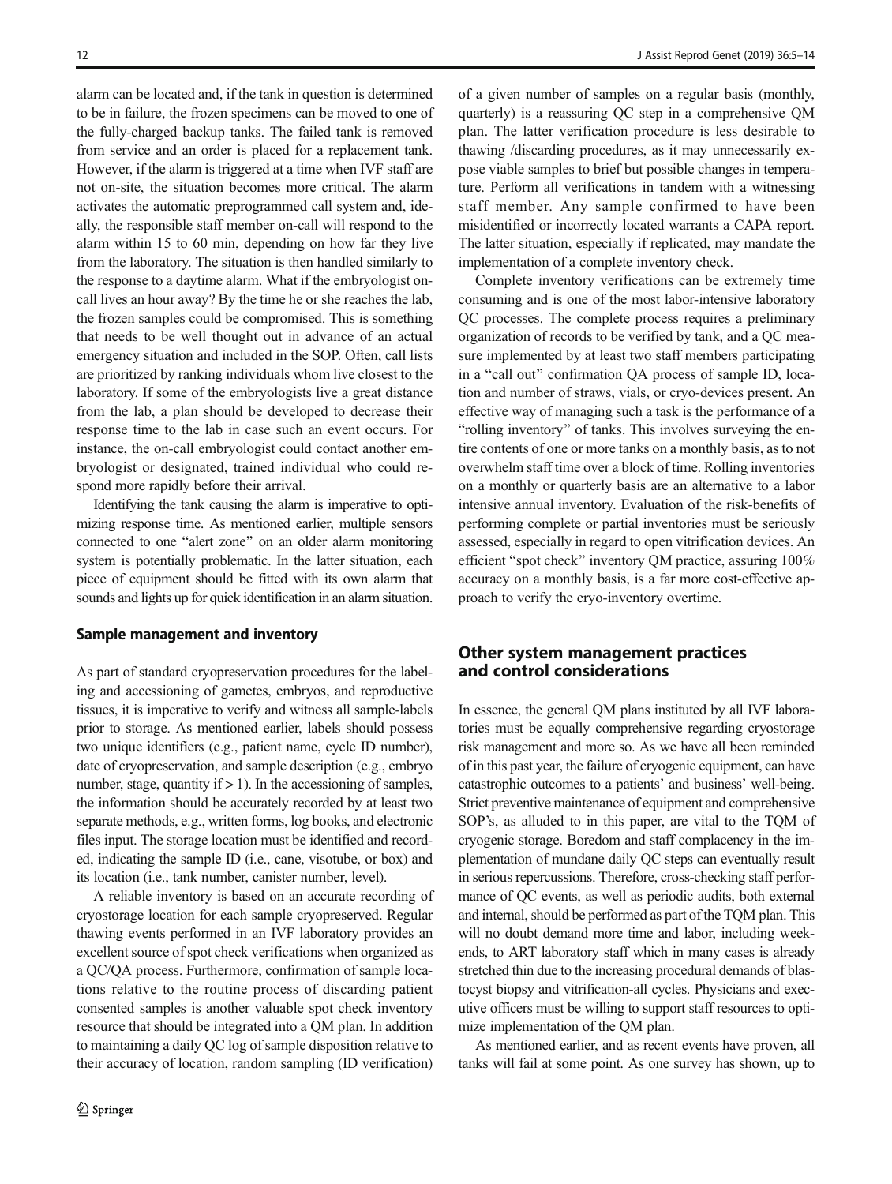alarm can be located and, if the tank in question is determined to be in failure, the frozen specimens can be moved to one of the fully-charged backup tanks. The failed tank is removed from service and an order is placed for a replacement tank. However, if the alarm is triggered at a time when IVF staff are not on-site, the situation becomes more critical. The alarm activates the automatic preprogrammed call system and, ideally, the responsible staff member on-call will respond to the alarm within 15 to 60 min, depending on how far they live from the laboratory. The situation is then handled similarly to the response to a daytime alarm. What if the embryologist on-call lives an hour away? By the time he or she reaches the lab, the frozen samples could be compromised. This is something that needs to be well thought out in advance of an actual emergency situation and included in the SOP. Often, call lists are prioritized by ranking individuals whom live closest to the laboratory. If some of the embryologists live a great distance from the lab, a plan should be developed to decrease their response time to the lab in case such an event occurs. For instance, the on-call embryologist could contact another embryologist or designated, trained individual who could respond more rapidly before their arrival.

Identifying the tank causing the alarm is imperative to optimizing response time. As mentioned earlier, multiple sensors connected to one "alert zone" on an older alarm monitoring system is potentially problematic. In the latter situation, each piece of equipment should be fitted with its own alarm that sounds and lights up for quick identification in an alarm situation.

### Sample management and inventory

As part of standard cryopreservation procedures for the labeling and accessioning of gametes, embryos, and reproductive tissues, it is imperative to verify and witness all sample-labels prior to storage. As mentioned earlier, labels should possess two unique identifiers (e.g., patient name, cycle ID number), date of cryopreservation, and sample description (e.g., embryo number, stage, quantity if > 1). In the accessioning of samples, the information should be accurately recorded by at least two separate methods, e.g., written forms, log books, and electronic files input. The storage location must be identified and recorded, indicating the sample ID (i.e., cane, visotube, or box) and its location (i.e., tank number, canister number, level).

A reliable inventory is based on an accurate recording of cryostorage location for each sample cryopreserved. Regular thawing events performed in an IVF laboratory provides an excellent source of spot check verifications when organized as a QC/QA process. Furthermore, confirmation of sample locations relative to the routine process of discarding patient consented samples is another valuable spot check inventory resource that should be integrated into a QM plan. In addition to maintaining a daily QC log of sample disposition relative to their accuracy of location, random sampling (ID verification) of a given number of samples on a regular basis (monthly, quarterly) is a reassuring QC step in a comprehensive QM plan. The latter verification procedure is less desirable to thawing /discarding procedures, as it may unnecessarily expose viable samples to brief but possible changes in temperature. Perform all verifications in tandem with a witnessing staff member. Any sample confirmed to have been misidentified or incorrectly located warrants a CAPA report. The latter situation, especially if replicated, may mandate the implementation of a complete inventory check.

Complete inventory verifications can be extremely time consuming and is one of the most labor-intensive laboratory QC processes. The complete process requires a preliminary organization of records to be verified by tank, and a QC measure implemented by at least two staff members participating in a "call out" confirmation QA process of sample ID, location and number of straws, vials, or cryo-devices present. An effective way of managing such a task is the performance of a "rolling inventory" of tanks. This involves surveying the entire contents of one or more tanks on a monthly basis, as to not overwhelm staff time over a block of time. Rolling inventories on a monthly or quarterly basis are an alternative to a labor intensive annual inventory. Evaluation of the risk-benefits of performing complete or partial inventories must be seriously assessed, especially in regard to open vitrification devices. An efficient "spot check" inventory QM practice, assuring 100% accuracy on a monthly basis, is a far more cost-effective approach to verify the cryo-inventory overtime.

## Other system management practices and control considerations

In essence, the general QM plans instituted by all IVF laboratories must be equally comprehensive regarding cryostorage risk management and more so. As we have all been reminded of in this past year, the failure of cryogenic equipment, can have catastrophic outcomes to a patients' and business' well-being. Strict preventive maintenance of equipment and comprehensive SOP's, as alluded to in this paper, are vital to the TQM of cryogenic storage. Boredom and staff complacency in the implementation of mundane daily QC steps can eventually result in serious repercussions. Therefore, cross-checking staff performance of QC events, as well as periodic audits, both external and internal, should be performed as part of the TQM plan. This will no doubt demand more time and labor, including weekends, to ART laboratory staff which in many cases is already stretched thin due to the increasing procedural demands of blastocyst biopsy and vitrification-all cycles. Physicians and executive officers must be willing to support staff resources to optimize implementation of the QM plan.

As mentioned earlier, and as recent events have proven, all tanks will fail at some point. As one survey has shown, up to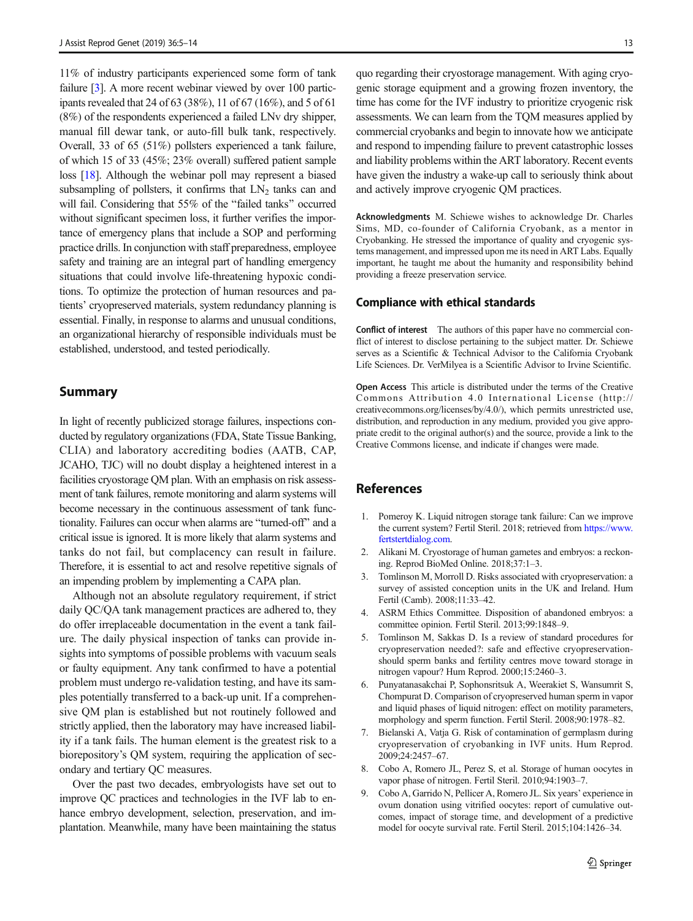11% of industry participants experienced some form of tank failure [3]. A more recent webinar viewed by over 100 participants revealed that 24 of 63 (38%), 11 of 67 (16%), and 5 of 61 (8%) of the respondents experienced a failed LNv dry shipper, manual fill dewar tank, or auto-fill bulk tank, respectively. Overall, 33 of 65 (51%) pollsters experienced a tank failure, of which 15 of 33 (45%; 23% overall) suffered patient sample loss [18]. Although the webinar poll may represent a biased subsampling of pollsters, it confirms that $LN_2$ tanks can and will fail. Considering that 55% of the "failed tanks" occurred without significant specimen loss, it further verifies the importance of emergency plans that include a SOP and performing practice drills. In conjunction with staff preparedness, employee safety and training are an integral part of handling emergency situations that could involve life-threatening hypoxic conditions. To optimize the protection of human resources and patients' cryopreserved materials, system redundancy planning is essential. Finally, in response to alarms and unusual conditions, an organizational hierarchy of responsible individuals must be established, understood, and tested periodically.

## Summary

In light of recently publicized storage failures, inspections conducted by regulatory organizations (FDA, State Tissue Banking, CLIA) and laboratory accrediting bodies (AATB, CAP, JCAHO, TJC) will no doubt display a heightened interest in a facilities cryostorage QM plan. With an emphasis on risk assessment of tank failures, remote monitoring and alarm systems will become necessary in the continuous assessment of tank functionality. Failures can occur when alarms are "turned-off" and a critical issue is ignored. It is more likely that alarm systems and tanks do not fail, but complacency can result in failure. Therefore, it is essential to act and resolve repetitive signals of an impending problem by implementing a CAPA plan.

Although not an absolute regulatory requirement, if strict daily QC/QA tank management practices are adhered to, they do offer irreplaceable documentation in the event a tank failure. The daily physical inspection of tanks can provide insights into symptoms of possible problems with vacuum seals or faulty equipment. Any tank confirmed to have a potential problem must undergo re-validation testing, and have its samples potentially transferred to a back-up unit. If a comprehensive QM plan is established but not routinely followed and strictly applied, then the laboratory may have increased liability if a tank fails. The human element is the greatest risk to a biorepository's QM system, requiring the application of secondary and tertiary QC measures.

Over the past two decades, embryologists have set out to improve QC practices and technologies in the IVF lab to enhance embryo development, selection, preservation, and implantation. Meanwhile, many have been maintaining the status quo regarding their cryostorage management. With aging cryogenic storage equipment and a growing frozen inventory, the time has come for the IVF industry to prioritize cryogenic risk assessments. We can learn from the TQM measures applied by commercial cryobanks and begin to innovate how we anticipate and respond to impending failure to prevent catastrophic losses and liability problems within the ART laboratory. Recent events have given the industry a wake-up call to seriously think about and actively improve cryogenic QM practices.

**Acknowledgments** M. Schiewe wishes to acknowledge Dr. Charles Sims, MD, co-founder of California Cryobank, as a mentor in Cryobanking. He stressed the importance of quality and cryogenic systems management, and impressed upon me its need in ART Labs. Equally important, he taught me about the humanity and responsibility behind providing a freeze preservation service.

## Compliance with ethical standards

**Conflict of interest** The authors of this paper have no commercial conflict of interest to disclose pertaining to the subject matter. Dr. Schiewe serves as a Scientific & Technical Advisor to the California Cryobank Life Sciences. Dr. VerMilyea is a Scientific Advisor to Irvine Scientific.

**Open Access** This article is distributed under the terms of the Creative Commons Attribution 4.0 International License (http://creativecommons.org/licenses/by/4.0/), which permits unrestricted use, distribution, and reproduction in any medium, provided you give appropriate credit to the original author(s) and the source, provide a link to the Creative Commons license, and indicate if changes were made.

## References

1. Pomeroy K. Liquid nitrogen storage tank failure: Can we improve the current system? Fertil Steril. 2018; retrieved from https://www.fertstertdialog.com.
2. Alikani M. Cryostorage of human gametes and embryos: a reckoning. Reprod BioMed Online. 2018;37:1–3.
3. Tomlinson M, Morroll D. Risks associated with cryopreservation: a survey of assisted conception units in the UK and Ireland. Hum Fertil (Camb). 2008;11:33–42.
4. ASRM Ethics Committee. Disposition of abandoned embryos: a committee opinion. Fertil Steril. 2013;99:1848–9.
5. Tomlinson M, Sakkas D. Is a review of standard procedures for cryopreservation needed?: safe and effective cryopreservation-should sperm banks and fertility centres move toward storage in nitrogen vapour? Hum Reprod. 2000;15:2460–3.
6. Punyatanasakchai P, Sophonsritsuk A, Weerakiet S, Wansumrit S, Chompurat D. Comparison of cryopreserved human sperm in vapor and liquid phases of liquid nitrogen: effect on motility parameters, morphology and sperm function. Fertil Steril. 2008;90:1978–82.
7. Bielanski A, Vatja G. Risk of contamination of germplasm during cryopreservation of cryobanking in IVF units. Hum Reprod. 2009;24:2457–67.
8. Cobo A, Romero JL, Perez S, et al. Storage of human oocytes in vapor phase of nitrogen. Fertil Steril. 2010;94:1903–7.
9. Cobo A, Garrido N, Pellicer A, Romero JL. Six years' experience in ovum donation using vitrified oocytes: report of cumulative outcomes, impact of storage time, and development of a predictive model for oocyte survival rate. Fertil Steril. 2015;104:1426–34.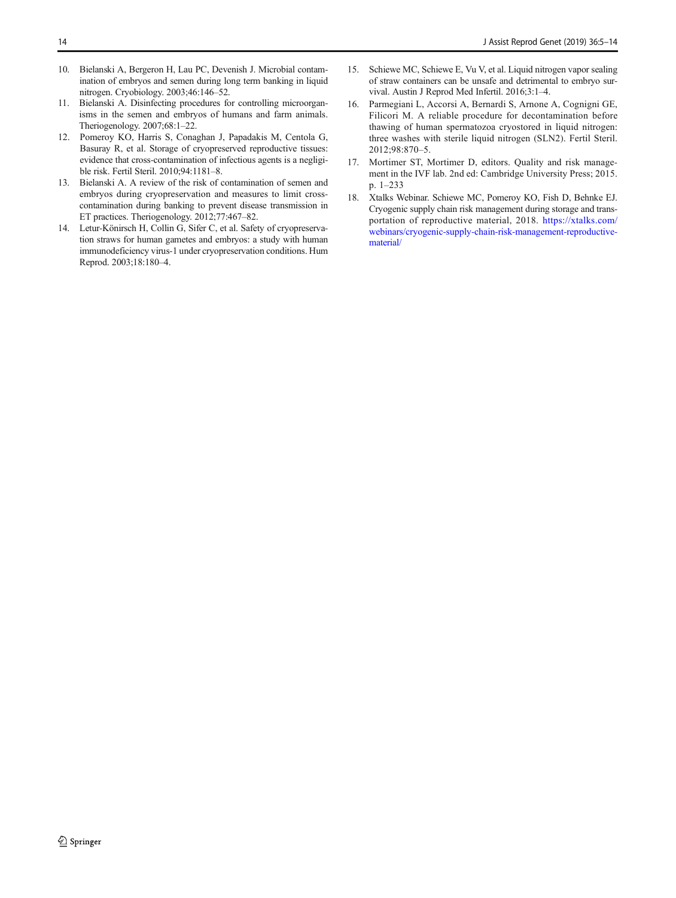10. Bielanski A, Bergeron H, Lau PC, Devenish J. Microbial contamination of embryos and semen during long term banking in liquid nitrogen. Cryobiology. 2003;46:146–52.
11. Bielanski A. Disinfecting procedures for controlling microorganisms in the semen and embryos of humans and farm animals. Theriogenology. 2007;68:1–22.
12. Pomeroy KO, Harris S, Conaghan J, Papadakis M, Centola G, Basuray R, et al. Storage of cryopreserved reproductive tissues: evidence that cross-contamination of infectious agents is a negligible risk. Fertil Steril. 2010;94:1181–8.
13. Bielanski A. A review of the risk of contamination of semen and embryos during cryopreservation and measures to limit cross-contamination during banking to prevent disease transmission in ET practices. Theriogenology. 2012;77:467–82.
14. Letur-Könirsch H, Collin G, Sifer C, et al. Safety of cryopreservation straws for human gametes and embryos: a study with human immunodeficiency virus-1 under cryopreservation conditions. Hum Reprod. 2003;18:180–4.
15. Schiewe MC, Schiewe E, Vu V, et al. Liquid nitrogen vapor sealing of straw containers can be unsafe and detrimental to embryo survival. Austin J Reprod Med Infertil. 2016;3:1–4.
16. Parmegiani L, Accorsi A, Bernardi S, Arnone A, Cognigni GE, Filicori M. A reliable procedure for decontamination before thawing of human spermatozoa cryostored in liquid nitrogen: three washes with sterile liquid nitrogen (SLN2). Fertil Steril. 2012;98:870–5.
17. Mortimer ST, Mortimer D, editors. Quality and risk management in the IVF lab. 2nd ed: Cambridge University Press; 2015. p. 1–233
18. Xtalks Webinar. Schiewe MC, Pomeroy KO, Fish D, Behnke EJ. Cryogenic supply chain risk management during storage and transportation of reproductive material, 2018. https://xtalks.com/webinars/cryogenic-supply-chain-risk-management-reproductive-material/